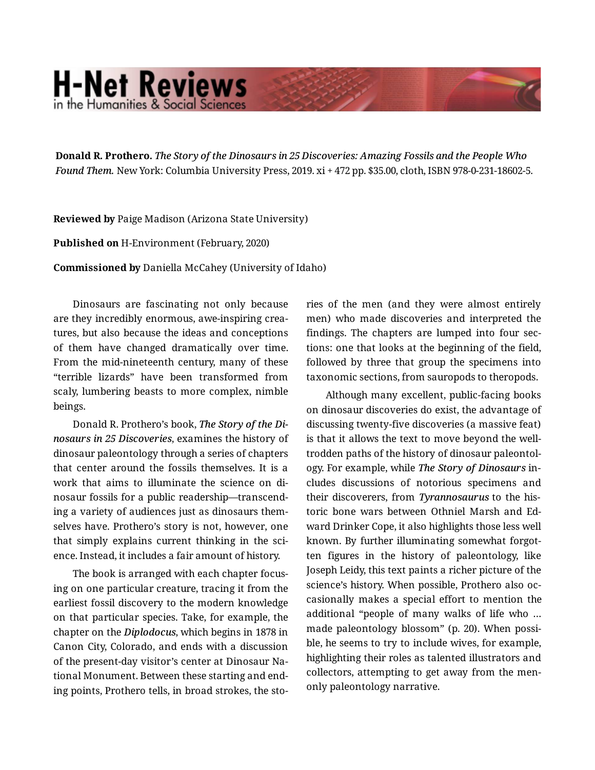# H-Net Reviews
in the Humanities & Social Sciences

**Donald R. Prothero.** *The Story of the Dinosaurs in 25 Discoveries: Amazing Fossils and the People Who Found Them.* New York: Columbia University Press, 2019. xi + 472 pp. $35.00, cloth, ISBN 978-0-231-18602-5.

**Reviewed by** Paige Madison (Arizona State University)

**Published on** H-Environment (February, 2020)

**Commissioned by** Daniella McCahey (University of Idaho)

Dinosaurs are fascinating not only because are they incredibly enormous, awe-inspiring creatures, but also because the ideas and conceptions of them have changed dramatically over time. From the mid-nineteenth century, many of these "terrible lizards" have been transformed from scaly, lumbering beasts to more complex, nimble beings.

Donald R. Prothero's book, ***The Story of the Dinosaurs in 25 Discoveries***, examines the history of dinosaur paleontology through a series of chapters that center around the fossils themselves. It is a work that aims to illuminate the science on dinosaur fossils for a public readership—transcending a variety of audiences just as dinosaurs themselves have. Prothero's story is not, however, one that simply explains current thinking in the science. Instead, it includes a fair amount of history.

The book is arranged with each chapter focusing on one particular creature, tracing it from the earliest fossil discovery to the modern knowledge on that particular species. Take, for example, the chapter on the ***Diplodocus***, which begins in 1878 in Canon City, Colorado, and ends with a discussion of the present-day visitor's center at Dinosaur National Monument. Between these starting and ending points, Prothero tells, in broad strokes, the stories of the men (and they were almost entirely men) who made discoveries and interpreted the findings. The chapters are lumped into four sections: one that looks at the beginning of the field, followed by three that group the specimens into taxonomic sections, from sauropods to theropods.

Although many excellent, public-facing books on dinosaur discoveries do exist, the advantage of discussing twenty-five discoveries (a massive feat) is that it allows the text to move beyond the well-trodden paths of the history of dinosaur paleontology. For example, while ***The Story of Dinosaurs*** includes discussions of notorious specimens and their discoverers, from ***Tyrannosaurus*** to the historic bone wars between Othniel Marsh and Edward Drinker Cope, it also highlights those less well known. By further illuminating somewhat forgotten figures in the history of paleontology, like Joseph Leidy, this text paints a richer picture of the science's history. When possible, Prothero also occasionally makes a special effort to mention the additional "people of many walks of life who … made paleontology blossom" (p. 20). When possible, he seems to try to include wives, for example, highlighting their roles as talented illustrators and collectors, attempting to get away from the men-only paleontology narrative.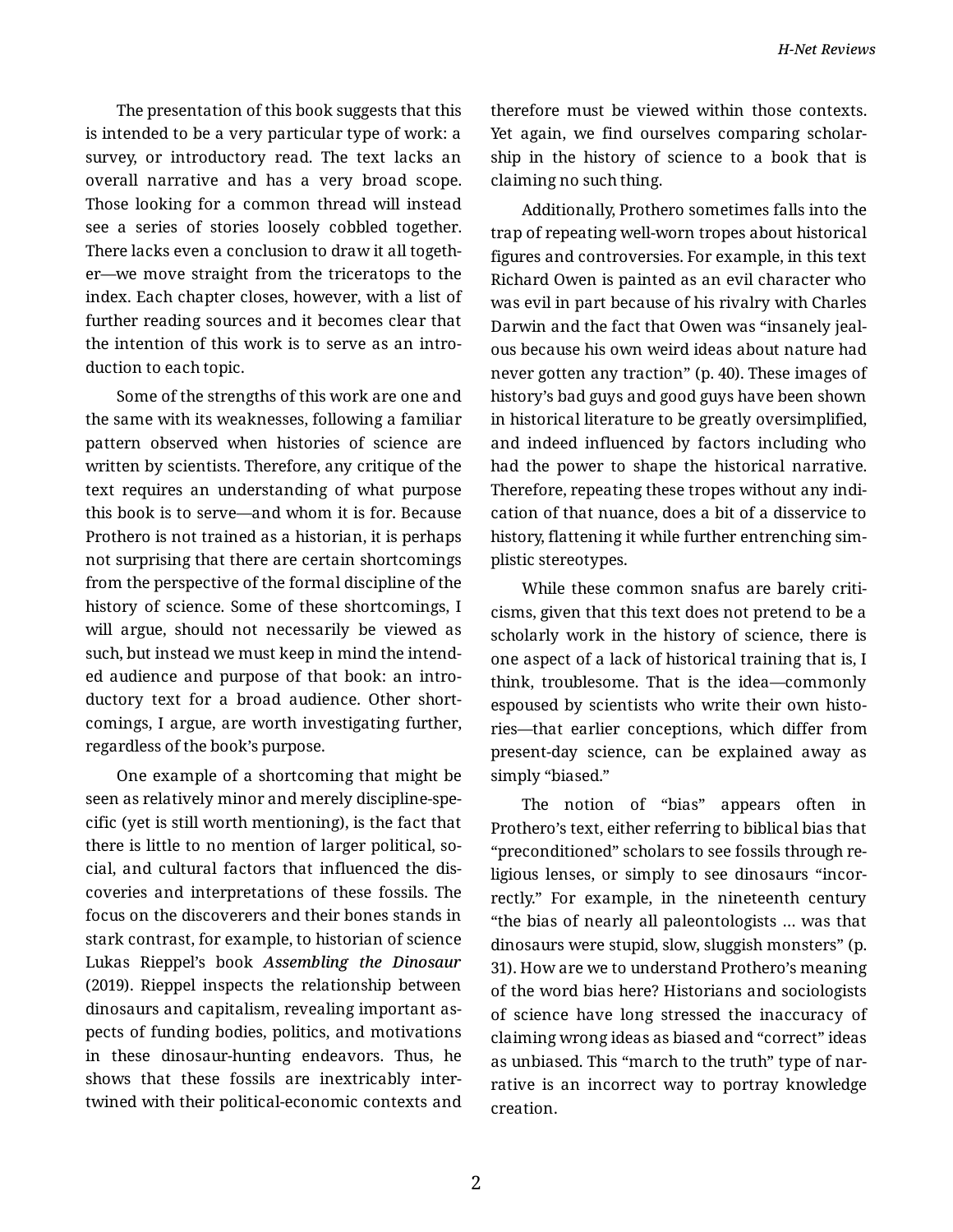The presentation of this book suggests that this is intended to be a very particular type of work: a survey, or introductory read. The text lacks an overall narrative and has a very broad scope. Those looking for a common thread will instead see a series of stories loosely cobbled together. There lacks even a conclusion to draw it all together—we move straight from the triceratops to the index. Each chapter closes, however, with a list of further reading sources and it becomes clear that the intention of this work is to serve as an introduction to each topic.

Some of the strengths of this work are one and the same with its weaknesses, following a familiar pattern observed when histories of science are written by scientists. Therefore, any critique of the text requires an understanding of what purpose this book is to serve—and whom it is for. Because Prothero is not trained as a historian, it is perhaps not surprising that there are certain shortcomings from the perspective of the formal discipline of the history of science. Some of these shortcomings, I will argue, should not necessarily be viewed as such, but instead we must keep in mind the intended audience and purpose of that book: an introductory text for a broad audience. Other shortcomings, I argue, are worth investigating further, regardless of the book's purpose.

One example of a shortcoming that might be seen as relatively minor and merely discipline-specific (yet is still worth mentioning), is the fact that there is little to no mention of larger political, social, and cultural factors that influenced the discoveries and interpretations of these fossils. The focus on the discoverers and their bones stands in stark contrast, for example, to historian of science Lukas Rieppel's book *Assembling the Dinosaur* (2019). Rieppel inspects the relationship between dinosaurs and capitalism, revealing important aspects of funding bodies, politics, and motivations in these dinosaur-hunting endeavors. Thus, he shows that these fossils are inextricably intertwined with their political-economic contexts and therefore must be viewed within those contexts. Yet again, we find ourselves comparing scholarship in the history of science to a book that is claiming no such thing.

Additionally, Prothero sometimes falls into the trap of repeating well-worn tropes about historical figures and controversies. For example, in this text Richard Owen is painted as an evil character who was evil in part because of his rivalry with Charles Darwin and the fact that Owen was "insanely jealous because his own weird ideas about nature had never gotten any traction" (p. 40). These images of history's bad guys and good guys have been shown in historical literature to be greatly oversimplified, and indeed influenced by factors including who had the power to shape the historical narrative. Therefore, repeating these tropes without any indication of that nuance, does a bit of a disservice to history, flattening it while further entrenching simplistic stereotypes.

While these common snafus are barely criticisms, given that this text does not pretend to be a scholarly work in the history of science, there is one aspect of a lack of historical training that is, I think, troublesome. That is the idea—commonly espoused by scientists who write their own histories—that earlier conceptions, which differ from present-day science, can be explained away as simply "biased."

The notion of "bias" appears often in Prothero's text, either referring to biblical bias that "preconditioned" scholars to see fossils through religious lenses, or simply to see dinosaurs "incorrectly." For example, in the nineteenth century "the bias of nearly all paleontologists … was that dinosaurs were stupid, slow, sluggish monsters" (p. 31). How are we to understand Prothero's meaning of the word bias here? Historians and sociologists of science have long stressed the inaccuracy of claiming wrong ideas as biased and "correct" ideas as unbiased. This "march to the truth" type of narrative is an incorrect way to portray knowledge creation.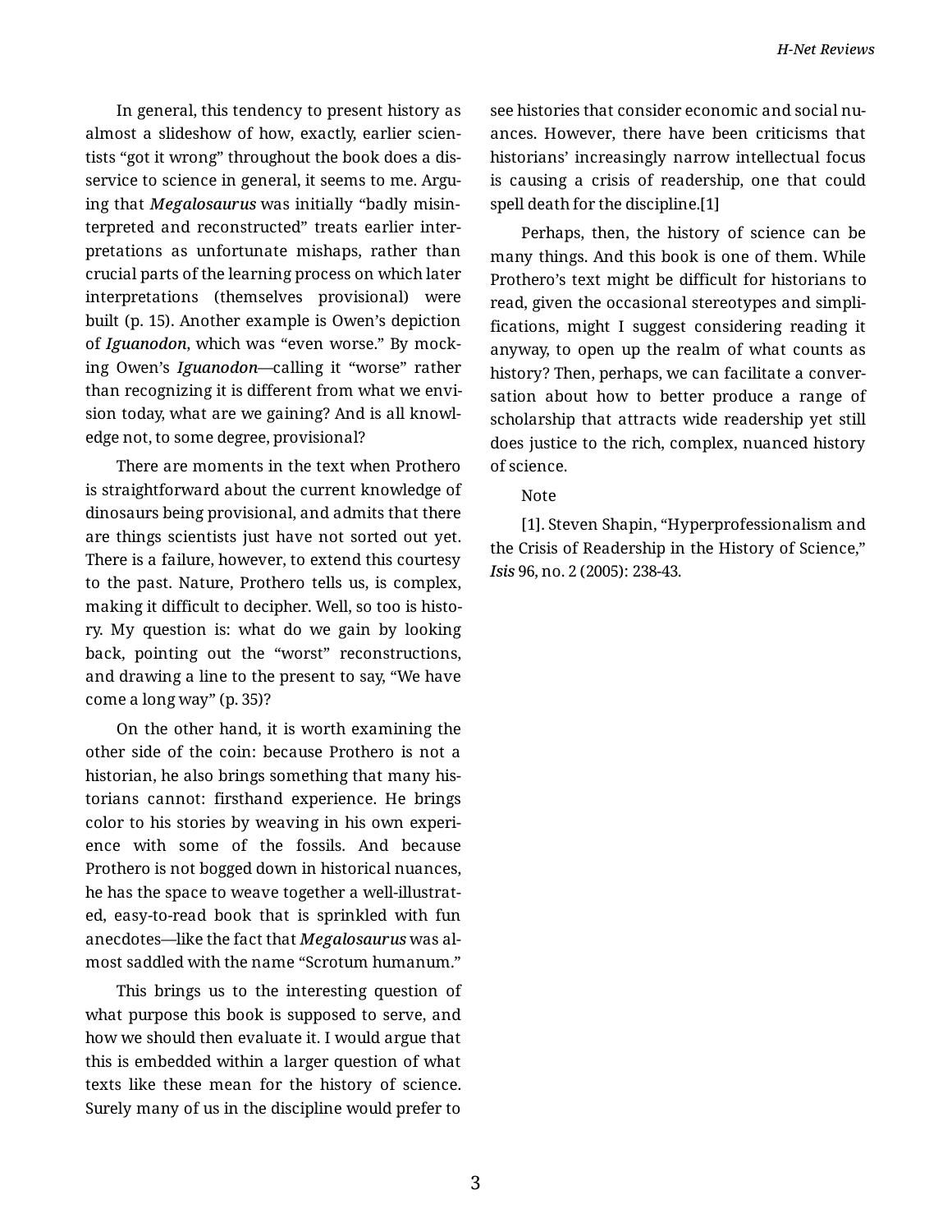In general, this tendency to present history as almost a slideshow of how, exactly, earlier scientists "got it wrong" throughout the book does a disservice to science in general, it seems to me. Arguing that ***Megalosaurus*** was initially "badly misinterpreted and reconstructed" treats earlier interpretations as unfortunate mishaps, rather than crucial parts of the learning process on which later interpretations (themselves provisional) were built (p. 15). Another example is Owen's depiction of ***Iguanodon***, which was "even worse." By mocking Owen's ***Iguanodon***—calling it "worse" rather than recognizing it is different from what we envision today, what are we gaining? And is all knowledge not, to some degree, provisional?

There are moments in the text when Prothero is straightforward about the current knowledge of dinosaurs being provisional, and admits that there are things scientists just have not sorted out yet. There is a failure, however, to extend this courtesy to the past. Nature, Prothero tells us, is complex, making it difficult to decipher. Well, so too is history. My question is: what do we gain by looking back, pointing out the "worst" reconstructions, and drawing a line to the present to say, "We have come a long way" (p. 35)?

On the other hand, it is worth examining the other side of the coin: because Prothero is not a historian, he also brings something that many historians cannot: firsthand experience. He brings color to his stories by weaving in his own experience with some of the fossils. And because Prothero is not bogged down in historical nuances, he has the space to weave together a well-illustrated, easy-to-read book that is sprinkled with fun anecdotes—like the fact that ***Megalosaurus*** was almost saddled with the name "Scrotum humanum."

This brings us to the interesting question of what purpose this book is supposed to serve, and how we should then evaluate it. I would argue that this is embedded within a larger question of what texts like these mean for the history of science. Surely many of us in the discipline would prefer to see histories that consider economic and social nuances. However, there have been criticisms that historians' increasingly narrow intellectual focus is causing a crisis of readership, one that could spell death for the discipline.[1]

Perhaps, then, the history of science can be many things. And this book is one of them. While Prothero's text might be difficult for historians to read, given the occasional stereotypes and simplifications, might I suggest considering reading it anyway, to open up the realm of what counts as history? Then, perhaps, we can facilitate a conversation about how to better produce a range of scholarship that attracts wide readership yet still does justice to the rich, complex, nuanced history of science.

Note

[1]. Steven Shapin, "Hyperprofessionalism and the Crisis of Readership in the History of Science," ***Isis*** 96, no. 2 (2005): 238-43.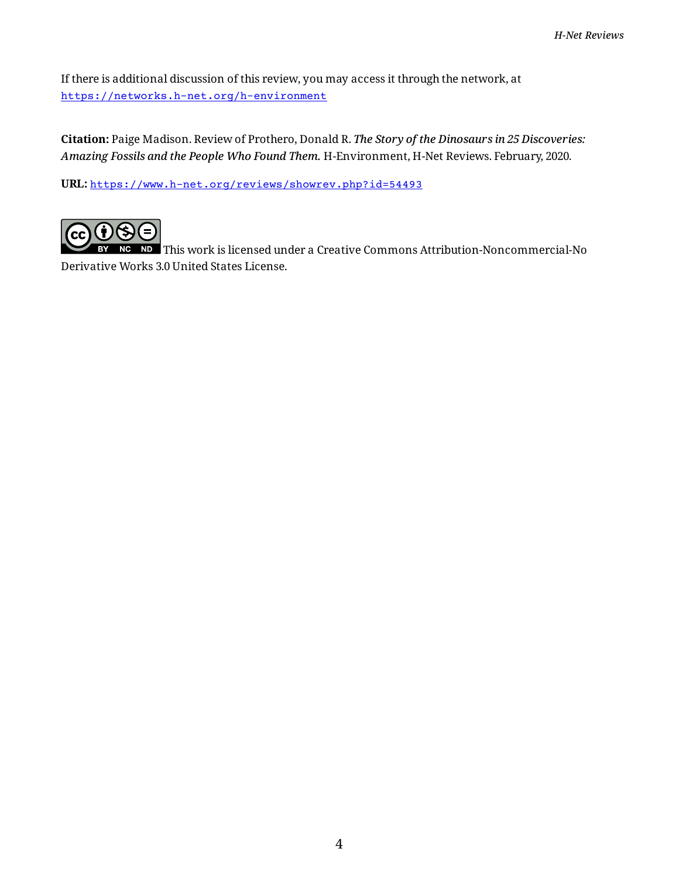If there is additional discussion of this review, you may access it through the network, at https://networks.h-net.org/h-environment

**Citation:** Paige Madison. Review of Prothero, Donald R. *The Story of the Dinosaurs in 25 Discoveries: Amazing Fossils and the People Who Found Them.* H-Environment, H-Net Reviews. February, 2020.

**URL:** https://www.h-net.org/reviews/showrev.php?id=54493

This work is licensed under a Creative Commons Attribution-Noncommercial-No Derivative Works 3.0 United States License.